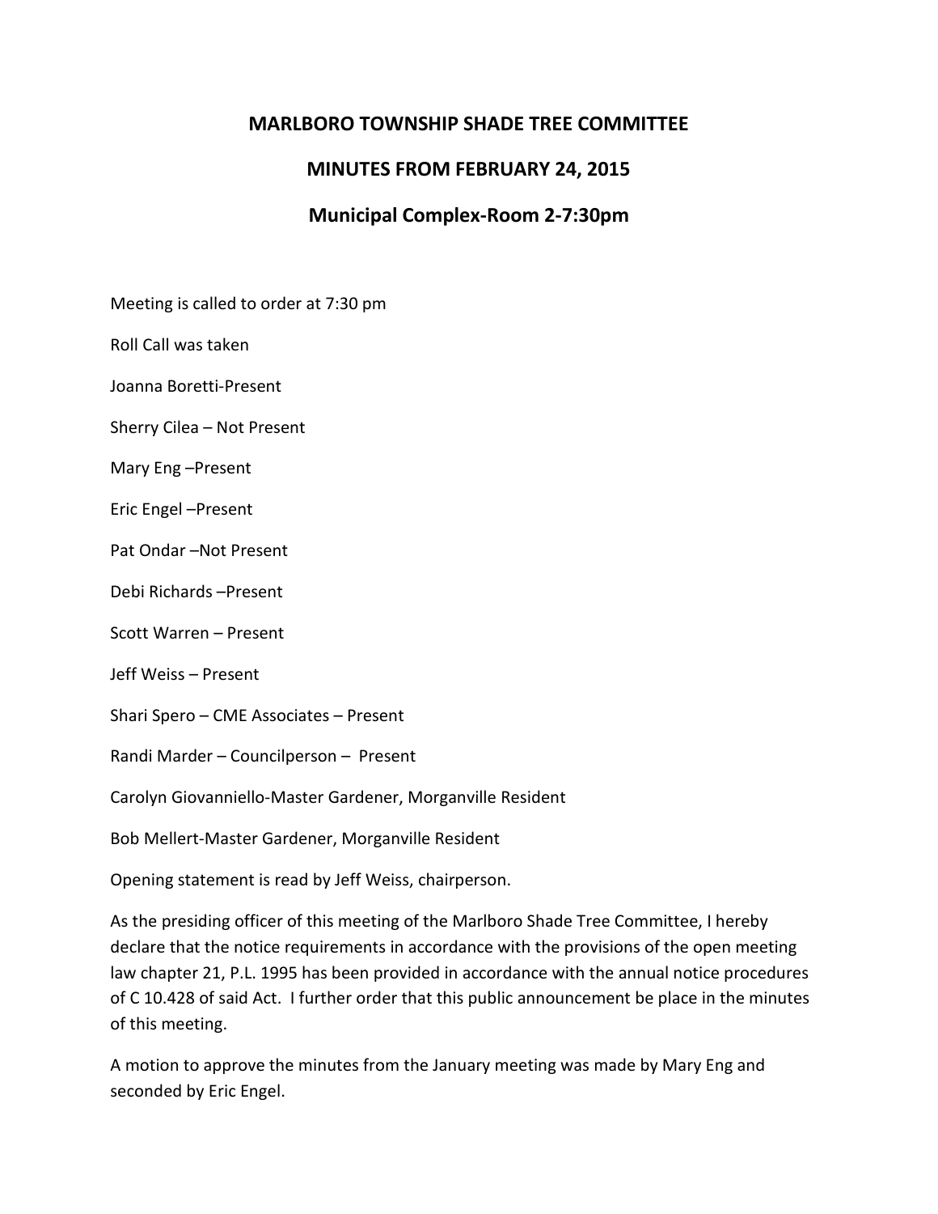# MARLBORO TOWNSHIP SHADE TREE COMMITTEE

## MINUTES FROM FEBRUARY 24, 2015

### Municipal Complex-Room 2-7:30pm

Meeting is called to order at 7:30 pm

Roll Call was taken

Joanna Boretti-Present

Sherry Cilea – Not Present

Mary Eng –Present

Eric Engel –Present

Pat Ondar –Not Present

Debi Richards –Present

Scott Warren – Present

Jeff Weiss – Present

Shari Spero – CME Associates – Present

Randi Marder – Councilperson – Present

Carolyn Giovanniello-Master Gardener, Morganville Resident

Bob Mellert-Master Gardener, Morganville Resident

Opening statement is read by Jeff Weiss, chairperson.

As the presiding officer of this meeting of the Marlboro Shade Tree Committee, I hereby declare that the notice requirements in accordance with the provisions of the open meeting law chapter 21, P.L. 1995 has been provided in accordance with the annual notice procedures of C 10.428 of said Act. I further order that this public announcement be place in the minutes of this meeting.

A motion to approve the minutes from the January meeting was made by Mary Eng and seconded by Eric Engel.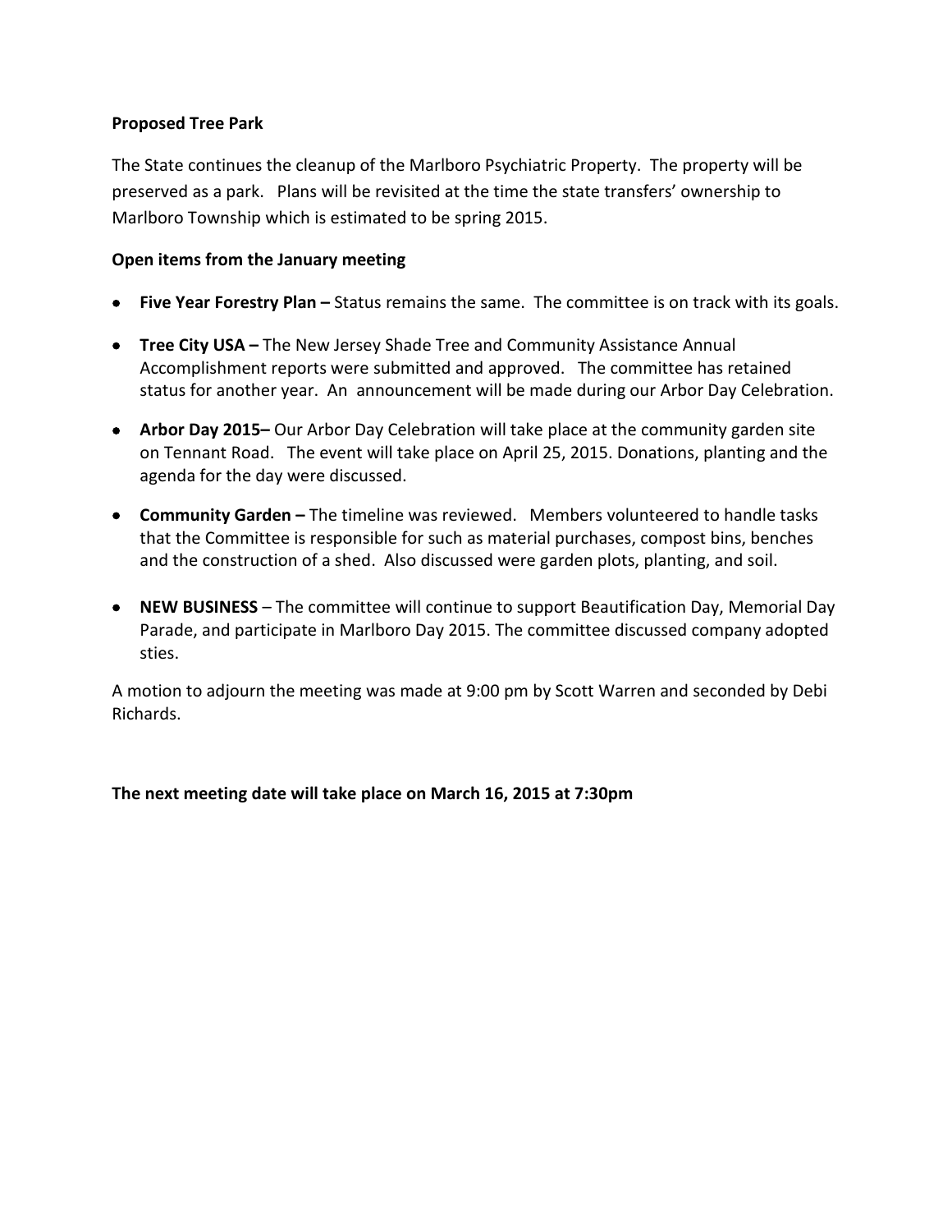**Proposed Tree Park**

The State continues the cleanup of the Marlboro Psychiatric Property. The property will be preserved as a park. Plans will be revisited at the time the state transfers' ownership to Marlboro Township which is estimated to be spring 2015.

**Open items from the January meeting**

- **Five Year Forestry Plan –** Status remains the same. The committee is on track with its goals.
- **Tree City USA –** The New Jersey Shade Tree and Community Assistance Annual Accomplishment reports were submitted and approved. The committee has retained status for another year. An announcement will be made during our Arbor Day Celebration.
- **Arbor Day 2015–** Our Arbor Day Celebration will take place at the community garden site on Tennant Road. The event will take place on April 25, 2015. Donations, planting and the agenda for the day were discussed.
- **Community Garden –** The timeline was reviewed. Members volunteered to handle tasks that the Committee is responsible for such as material purchases, compost bins, benches and the construction of a shed. Also discussed were garden plots, planting, and soil.
- **NEW BUSINESS** – The committee will continue to support Beautification Day, Memorial Day Parade, and participate in Marlboro Day 2015. The committee discussed company adopted sties.

A motion to adjourn the meeting was made at 9:00 pm by Scott Warren and seconded by Debi Richards.

**The next meeting date will take place on March 16, 2015 at 7:30pm**